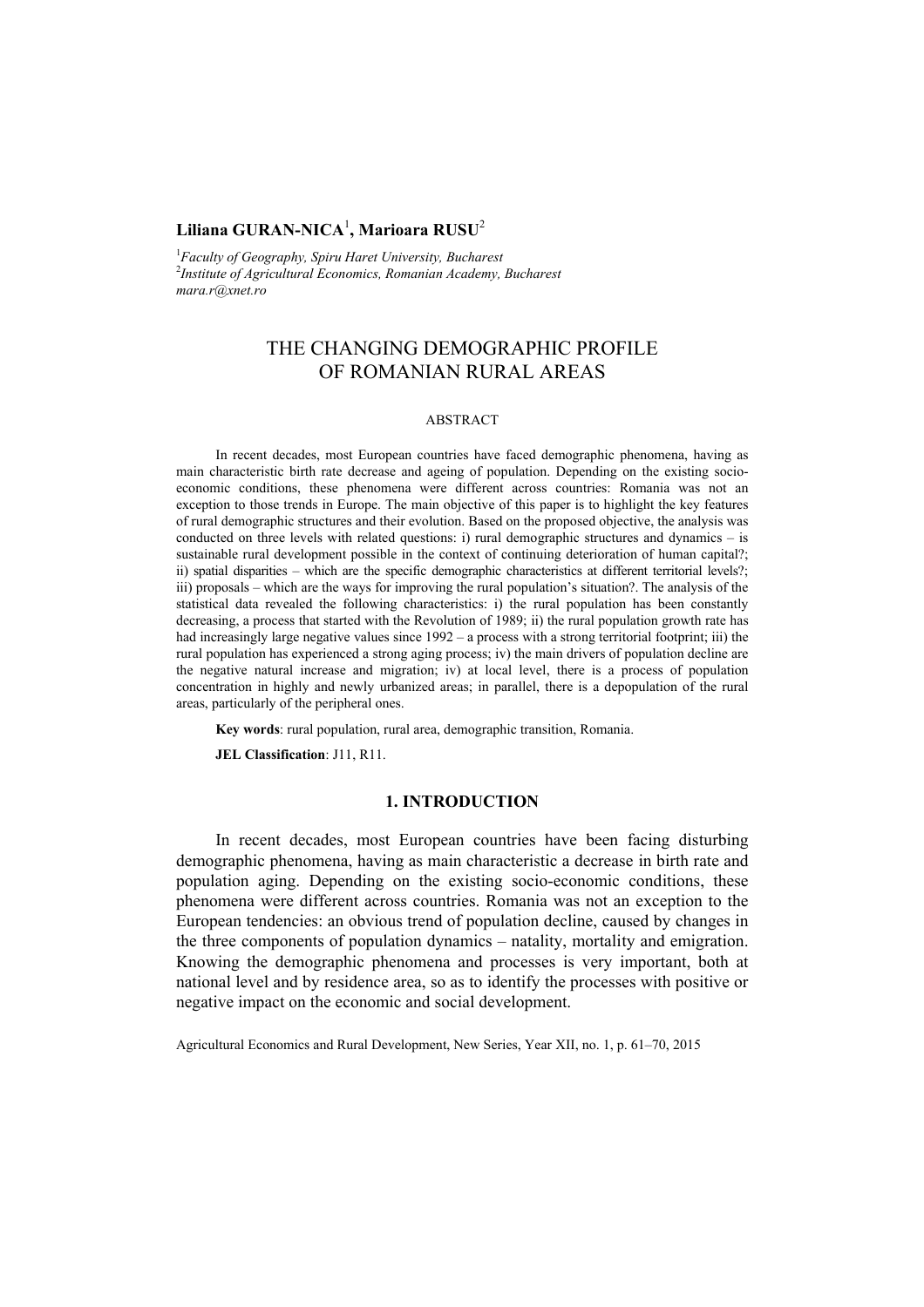**Liliana GURAN-NICA**[1]**, Marioara RUSU**[2]

[1]*Faculty of Geography, Spiru Haret University, Bucharest*
[2]*Institute of Agricultural Economics, Romanian Academy, Bucharest*
*mara.r@xnet.ro*

# THE CHANGING DEMOGRAPHIC PROFILE OF ROMANIAN RURAL AREAS

ABSTRACT

In recent decades, most European countries have faced demographic phenomena, having as main characteristic birth rate decrease and ageing of population. Depending on the existing socio-economic conditions, these phenomena were different across countries: Romania was not an exception to those trends in Europe. The main objective of this paper is to highlight the key features of rural demographic structures and their evolution. Based on the proposed objective, the analysis was conducted on three levels with related questions: i) rural demographic structures and dynamics – is sustainable rural development possible in the context of continuing deterioration of human capital?; ii) spatial disparities – which are the specific demographic characteristics at different territorial levels?; iii) proposals – which are the ways for improving the rural population's situation?. The analysis of the statistical data revealed the following characteristics: i) the rural population has been constantly decreasing, a process that started with the Revolution of 1989; ii) the rural population growth rate has had increasingly large negative values since 1992 – a process with a strong territorial footprint; iii) the rural population has experienced a strong aging process; iv) the main drivers of population decline are the negative natural increase and migration; iv) at local level, there is a process of population concentration in highly and newly urbanized areas; in parallel, there is a depopulation of the rural areas, particularly of the peripheral ones.

**Key words**: rural population, rural area, demographic transition, Romania.

**JEL Classification**: J11, R11.

## 1. INTRODUCTION

In recent decades, most European countries have been facing disturbing demographic phenomena, having as main characteristic a decrease in birth rate and population aging. Depending on the existing socio-economic conditions, these phenomena were different across countries. Romania was not an exception to the European tendencies: an obvious trend of population decline, caused by changes in the three components of population dynamics – natality, mortality and emigration. Knowing the demographic phenomena and processes is very important, both at national level and by residence area, so as to identify the processes with positive or negative impact on the economic and social development.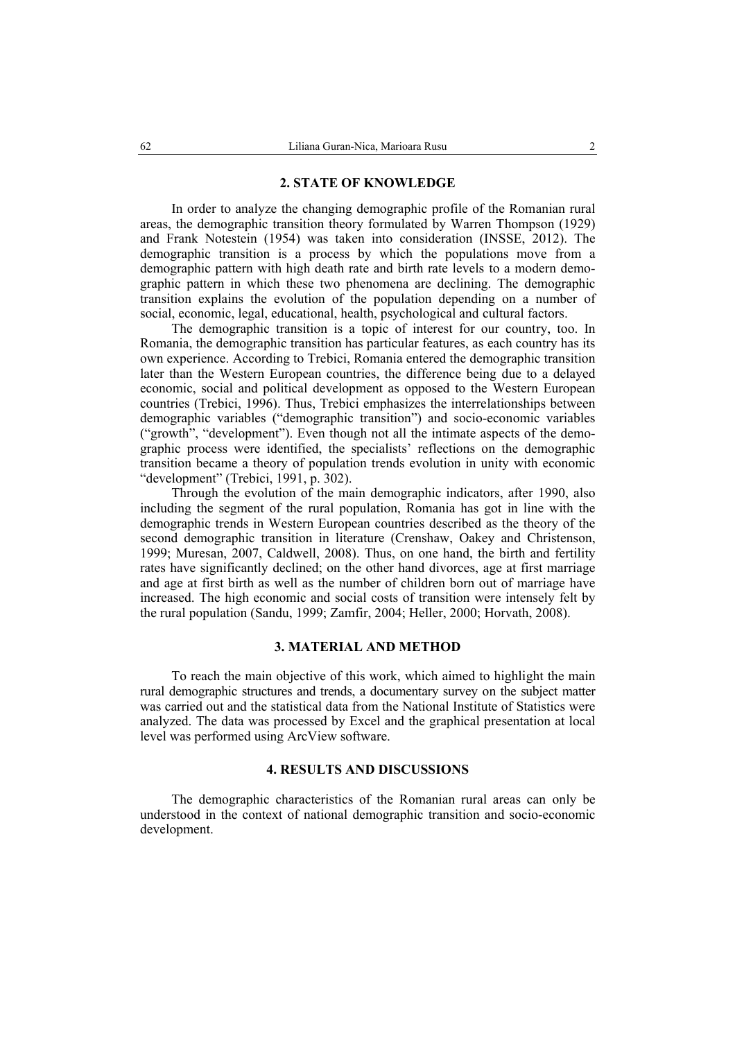## 2. STATE OF KNOWLEDGE

In order to analyze the changing demographic profile of the Romanian rural areas, the demographic transition theory formulated by Warren Thompson (1929) and Frank Notestein (1954) was taken into consideration (INSSE, 2012). The demographic transition is a process by which the populations move from a demographic pattern with high death rate and birth rate levels to a modern demographic pattern in which these two phenomena are declining. The demographic transition explains the evolution of the population depending on a number of social, economic, legal, educational, health, psychological and cultural factors.

The demographic transition is a topic of interest for our country, too. In Romania, the demographic transition has particular features, as each country has its own experience. According to Trebici, Romania entered the demographic transition later than the Western European countries, the difference being due to a delayed economic, social and political development as opposed to the Western European countries (Trebici, 1996). Thus, Trebici emphasizes the interrelationships between demographic variables ("demographic transition") and socio-economic variables ("growth", "development"). Even though not all the intimate aspects of the demographic process were identified, the specialists' reflections on the demographic transition became a theory of population trends evolution in unity with economic "development" (Trebici, 1991, p. 302).

Through the evolution of the main demographic indicators, after 1990, also including the segment of the rural population, Romania has got in line with the demographic trends in Western European countries described as the theory of the second demographic transition in literature (Crenshaw, Oakey and Christenson, 1999; Muresan, 2007, Caldwell, 2008). Thus, on one hand, the birth and fertility rates have significantly declined; on the other hand divorces, age at first marriage and age at first birth as well as the number of children born out of marriage have increased. The high economic and social costs of transition were intensely felt by the rural population (Sandu, 1999; Zamfir, 2004; Heller, 2000; Horvath, 2008).

## 3. MATERIAL AND METHOD

To reach the main objective of this work, which aimed to highlight the main rural demographic structures and trends, a documentary survey on the subject matter was carried out and the statistical data from the National Institute of Statistics were analyzed. The data was processed by Excel and the graphical presentation at local level was performed using ArcView software.

## 4. RESULTS AND DISCUSSIONS

The demographic characteristics of the Romanian rural areas can only be understood in the context of national demographic transition and socio-economic development.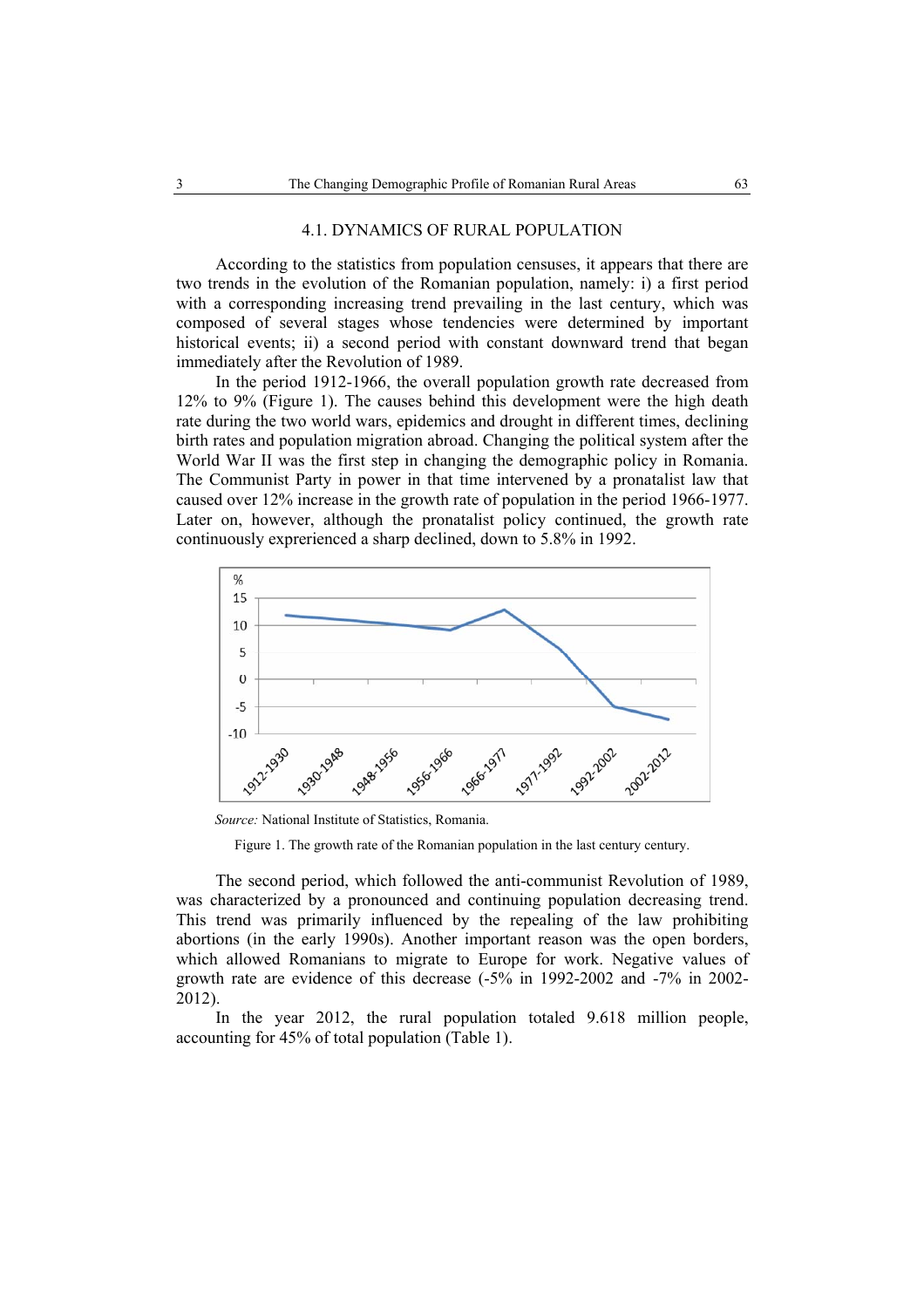### 4.1. DYNAMICS OF RURAL POPULATION

According to the statistics from population censuses, it appears that there are two trends in the evolution of the Romanian population, namely: i) a first period with a corresponding increasing trend prevailing in the last century, which was composed of several stages whose tendencies were determined by important historical events; ii) a second period with constant downward trend that began immediately after the Revolution of 1989.

In the period 1912-1966, the overall population growth rate decreased from 12% to 9% (Figure 1). The causes behind this development were the high death rate during the two world wars, epidemics and drought in different times, declining birth rates and population migration abroad. Changing the political system after the World War II was the first step in changing the demographic policy in Romania. The Communist Party in power in that time intervened by a pronatalist law that caused over 12% increase in the growth rate of population in the period 1966-1977. Later on, however, although the pronatalist policy continued, the growth rate continuously exprerienced a sharp declined, down to 5.8% in 1992.

*Source:* National Institute of Statistics, Romania.

Figure 1. The growth rate of the Romanian population in the last century century.

The second period, which followed the anti-communist Revolution of 1989, was characterized by a pronounced and continuing population decreasing trend. This trend was primarily influenced by the repealing of the law prohibiting abortions (in the early 1990s). Another important reason was the open borders, which allowed Romanians to migrate to Europe for work. Negative values of growth rate are evidence of this decrease (-5% in 1992-2002 and -7% in 2002-2012).

In the year 2012, the rural population totaled 9.618 million people, accounting for 45% of total population (Table 1).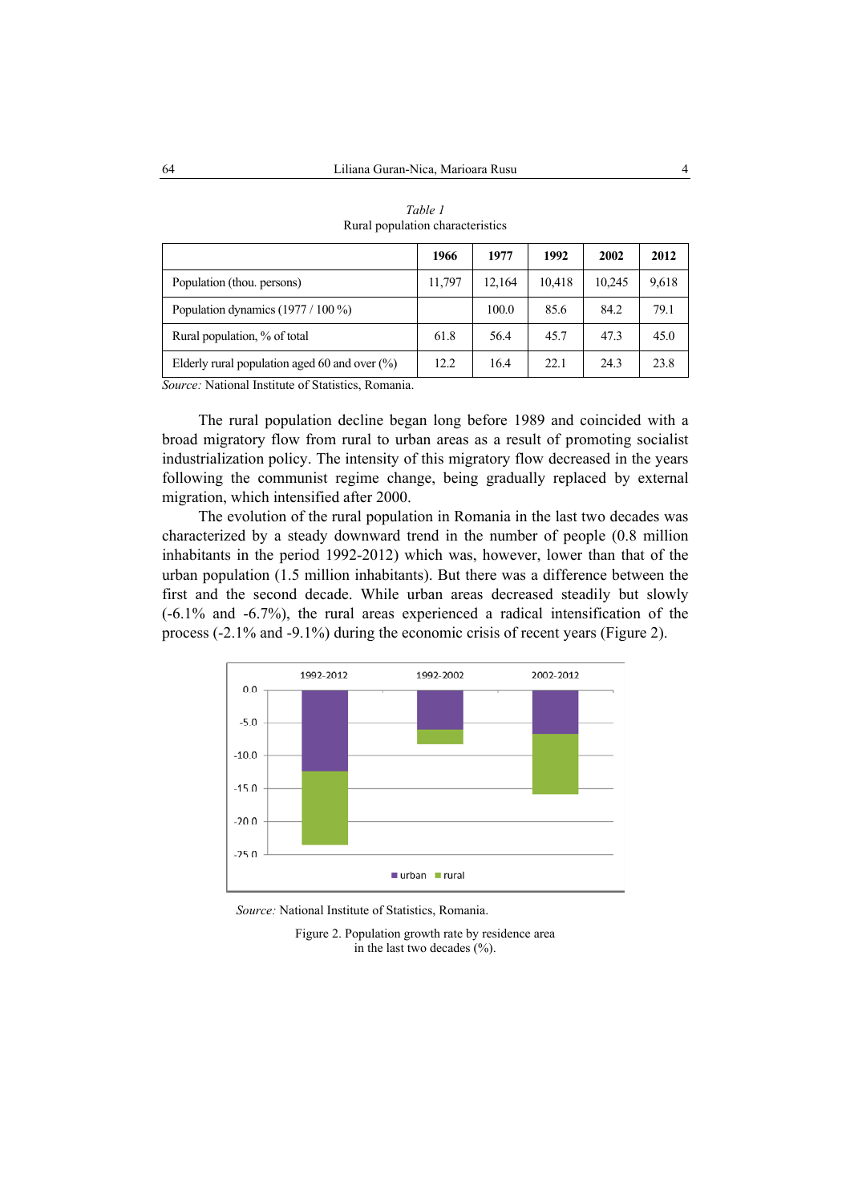*Table 1*
Rural population characteristics

| | 1966 | 1977 | 1992 | 2002 | 2012 |
|---|---|---|---|---|---|
| Population (thou. persons) | 11,797 | 12,164 | 10,418 | 10,245 | 9,618 |
| Population dynamics (1977 / 100 %) | | 100.0 | 85.6 | 84.2 | 79.1 |
| Rural population, % of total | 61.8 | 56.4 | 45.7 | 47.3 | 45.0 |
| Elderly rural population aged 60 and over (%) | 12.2 | 16.4 | 22.1 | 24.3 | 23.8 |

*Source:* National Institute of Statistics, Romania.

The rural population decline began long before 1989 and coincided with a broad migratory flow from rural to urban areas as a result of promoting socialist industrialization policy. The intensity of this migratory flow decreased in the years following the communist regime change, being gradually replaced by external migration, which intensified after 2000.

The evolution of the rural population in Romania in the last two decades was characterized by a steady downward trend in the number of people (0.8 million inhabitants in the period 1992-2012) which was, however, lower than that of the urban population (1.5 million inhabitants). But there was a difference between the first and the second decade. While urban areas decreased steadily but slowly (-6.1% and -6.7%), the rural areas experienced a radical intensification of the process (-2.1% and -9.1%) during the economic crisis of recent years (Figure 2).

*Source:* National Institute of Statistics, Romania.

Figure 2. Population growth rate by residence area in the last two decades (%).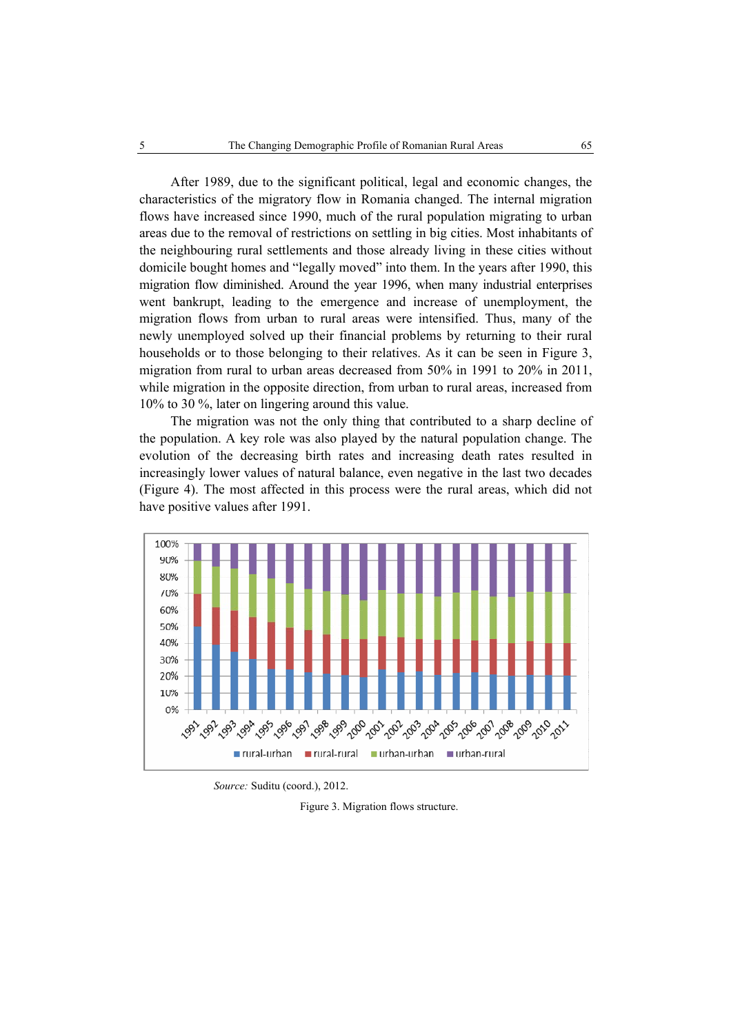After 1989, due to the significant political, legal and economic changes, the characteristics of the migratory flow in Romania changed. The internal migration flows have increased since 1990, much of the rural population migrating to urban areas due to the removal of restrictions on settling in big cities. Most inhabitants of the neighbouring rural settlements and those already living in these cities without domicile bought homes and "legally moved" into them. In the years after 1990, this migration flow diminished. Around the year 1996, when many industrial enterprises went bankrupt, leading to the emergence and increase of unemployment, the migration flows from urban to rural areas were intensified. Thus, many of the newly unemployed solved up their financial problems by returning to their rural households or to those belonging to their relatives. As it can be seen in Figure 3, migration from rural to urban areas decreased from 50% in 1991 to 20% in 2011, while migration in the opposite direction, from urban to rural areas, increased from 10% to 30 %, later on lingering around this value.

The migration was not the only thing that contributed to a sharp decline of the population. A key role was also played by the natural population change. The evolution of the decreasing birth rates and increasing death rates resulted in increasingly lower values of natural balance, even negative in the last two decades (Figure 4). The most affected in this process were the rural areas, which did not have positive values after 1991.

*Source:* Suditu (coord.), 2012.

Figure 3. Migration flows structure.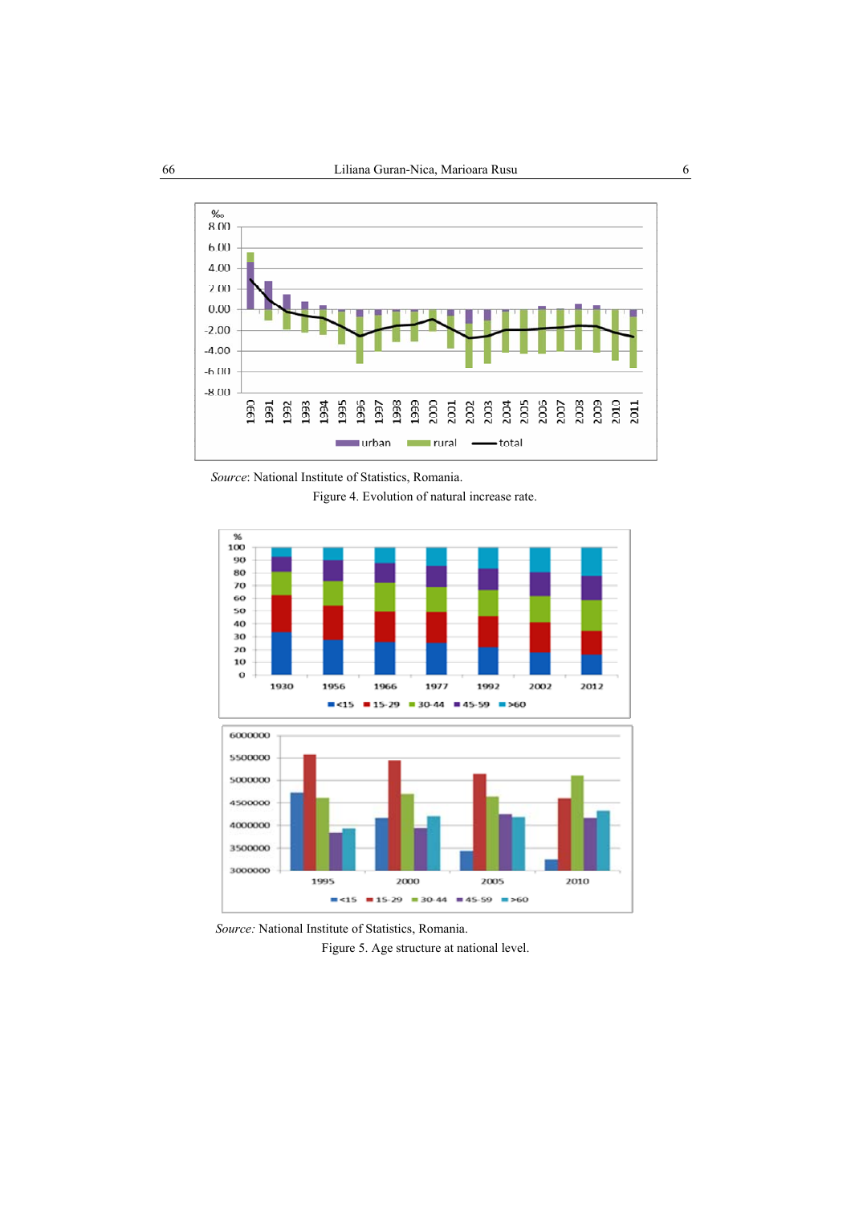*Source*: National Institute of Statistics, Romania.

Figure 4. Evolution of natural increase rate.

*Source:* National Institute of Statistics, Romania.

Figure 5. Age structure at national level.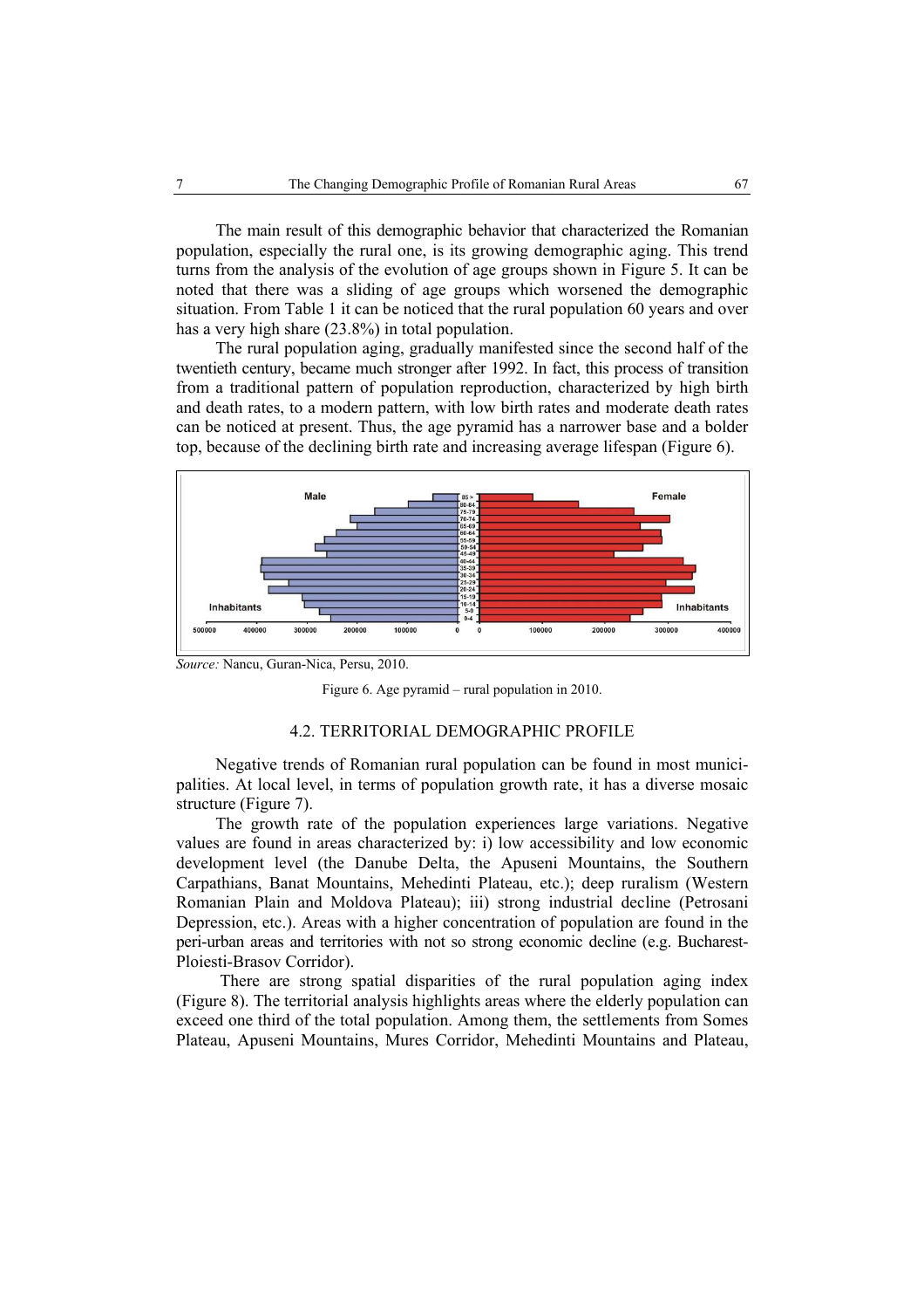The main result of this demographic behavior that characterized the Romanian population, especially the rural one, is its growing demographic aging. This trend turns from the analysis of the evolution of age groups shown in Figure 5. It can be noted that there was a sliding of age groups which worsened the demographic situation. From Table 1 it can be noticed that the rural population 60 years and over has a very high share (23.8%) in total population.

The rural population aging, gradually manifested since the second half of the twentieth century, became much stronger after 1992. In fact, this process of transition from a traditional pattern of population reproduction, characterized by high birth and death rates, to a modern pattern, with low birth rates and moderate death rates can be noticed at present. Thus, the age pyramid has a narrower base and a bolder top, because of the declining birth rate and increasing average lifespan (Figure 6).

*Source:* Nancu, Guran-Nica, Persu, 2010.

Figure 6. Age pyramid – rural population in 2010.

## 4.2. TERRITORIAL DEMOGRAPHIC PROFILE

Negative trends of Romanian rural population can be found in most municipalities. At local level, in terms of population growth rate, it has a diverse mosaic structure (Figure 7).

The growth rate of the population experiences large variations. Negative values are found in areas characterized by: i) low accessibility and low economic development level (the Danube Delta, the Apuseni Mountains, the Southern Carpathians, Banat Mountains, Mehedinti Plateau, etc.); deep ruralism (Western Romanian Plain and Moldova Plateau); iii) strong industrial decline (Petrosani Depression, etc.). Areas with a higher concentration of population are found in the peri-urban areas and territories with not so strong economic decline (e.g. Bucharest-Ploiesti-Brasov Corridor).

There are strong spatial disparities of the rural population aging index (Figure 8). The territorial analysis highlights areas where the elderly population can exceed one third of the total population. Among them, the settlements from Somes Plateau, Apuseni Mountains, Mures Corridor, Mehedinti Mountains and Plateau,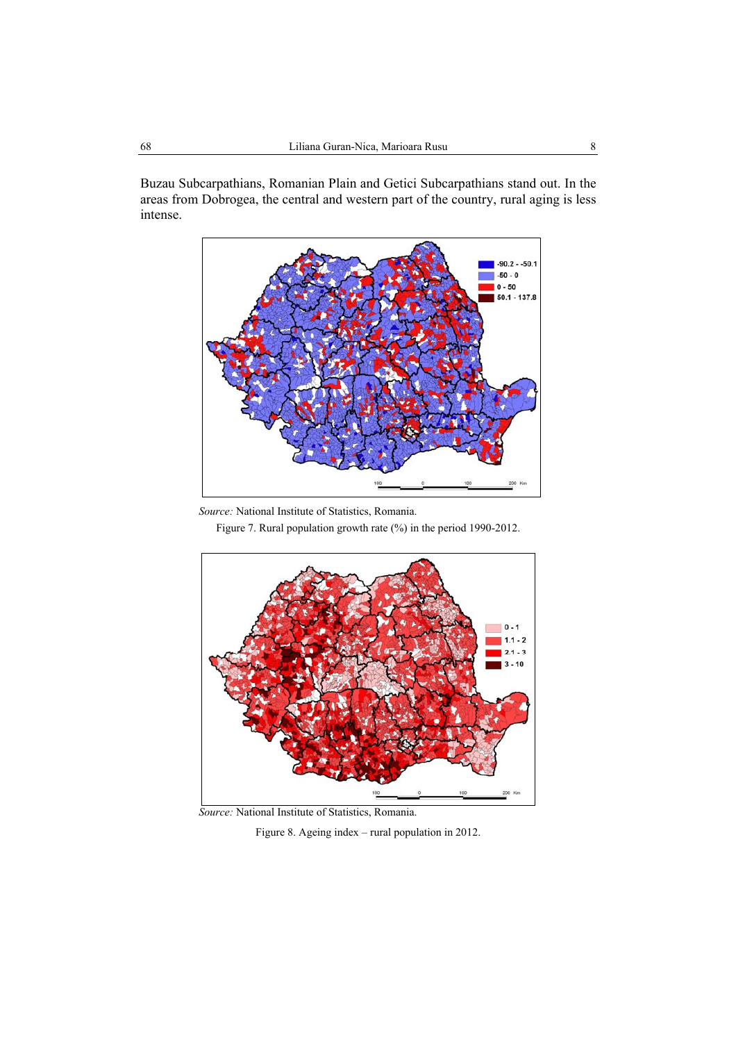Buzau Subcarpathians, Romanian Plain and Getici Subcarpathians stand out. In the areas from Dobrogea, the central and western part of the country, rural aging is less intense.

*Source:* National Institute of Statistics, Romania.

Figure 7. Rural population growth rate (%) in the period 1990-2012.

*Source:* National Institute of Statistics, Romania.

Figure 8. Ageing index – rural population in 2012.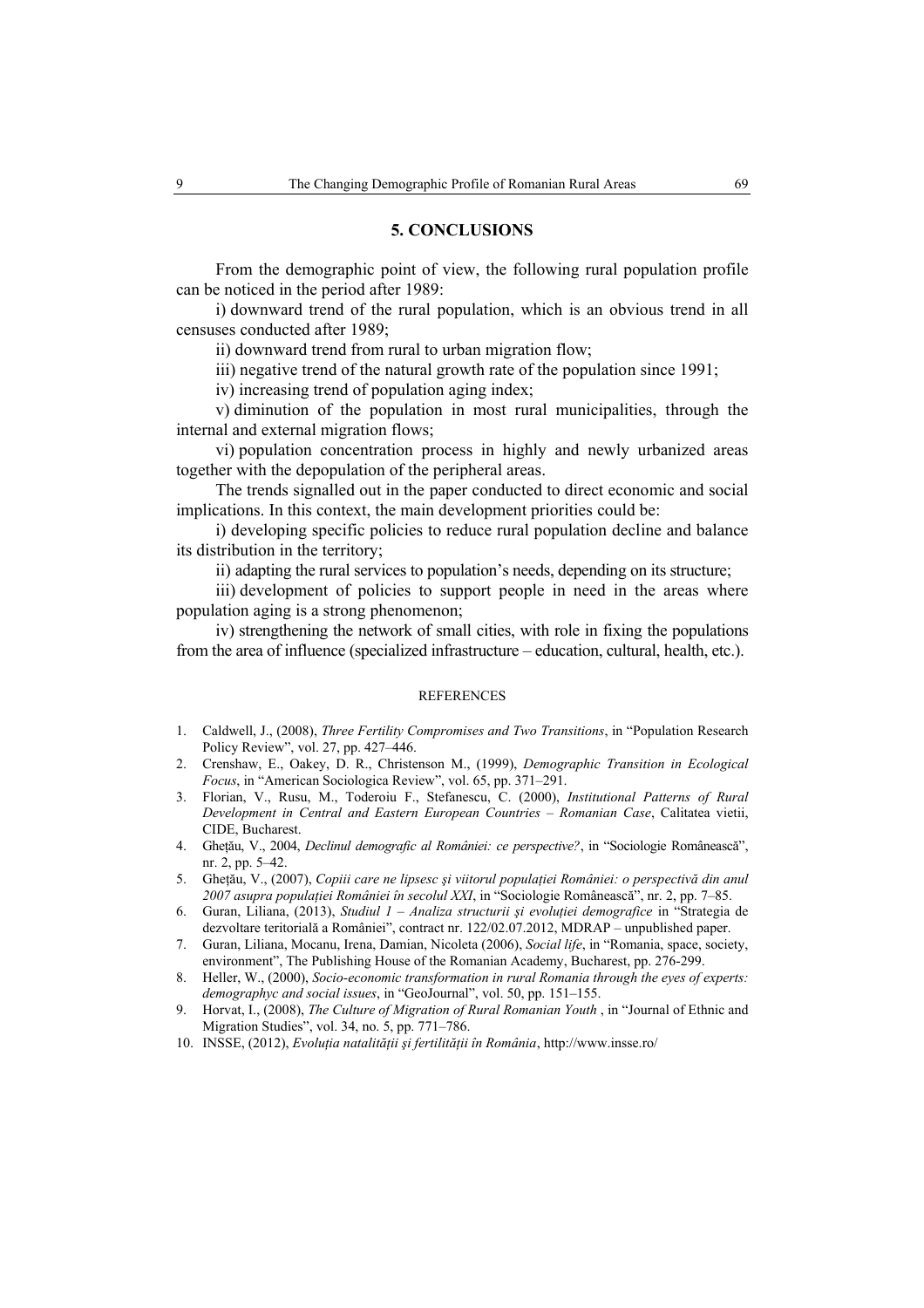## 5. CONCLUSIONS

From the demographic point of view, the following rural population profile can be noticed in the period after 1989:

i) downward trend of the rural population, which is an obvious trend in all censuses conducted after 1989;

ii) downward trend from rural to urban migration flow;

iii) negative trend of the natural growth rate of the population since 1991;

iv) increasing trend of population aging index;

v) diminution of the population in most rural municipalities, through the internal and external migration flows;

vi) population concentration process in highly and newly urbanized areas together with the depopulation of the peripheral areas.

The trends signalled out in the paper conducted to direct economic and social implications. In this context, the main development priorities could be:

i) developing specific policies to reduce rural population decline and balance its distribution in the territory;

ii) adapting the rural services to population's needs, depending on its structure;

iii) development of policies to support people in need in the areas where population aging is a strong phenomenon;

iv) strengthening the network of small cities, with role in fixing the populations from the area of influence (specialized infrastructure – education, cultural, health, etc.).

### REFERENCES

1. Caldwell, J., (2008), *Three Fertility Compromises and Two Transitions*, in "Population Research Policy Review", vol. 27, pp. 427–446.
2. Crenshaw, E., Oakey, D. R., Christenson M., (1999), *Demographic Transition in Ecological Focus*, in "American Sociologica Review", vol. 65, pp. 371–291.
3. Florian, V., Rusu, M., Toderoiu F., Stefanescu, C. (2000), *Institutional Patterns of Rural Development in Central and Eastern European Countries – Romanian Case*, Calitatea vietii, CIDE, Bucharest.
4. Gheţău, V., 2004, *Declinul demografic al României: ce perspective?*, in "Sociologie Românească", nr. 2, pp. 5–42.
5. Gheţău, V., (2007), *Copiii care ne lipsesc şi viitorul populaţiei României: o perspectivă din anul 2007 asupra populaţiei României în secolul XXI*, in "Sociologie Românească", nr. 2, pp. 7–85.
6. Guran, Liliana, (2013), *Studiul 1 – Analiza structurii şi evoluţiei demografice* in "Strategia de dezvoltare teritorială a României", contract nr. 122/02.07.2012, MDRAP – unpublished paper.
7. Guran, Liliana, Mocanu, Irena, Damian, Nicoleta (2006), *Social life*, in "Romania, space, society, environment", The Publishing House of the Romanian Academy, Bucharest, pp. 276-299.
8. Heller, W., (2000), *Socio-economic transformation in rural Romania through the eyes of experts: demographyc and social issues*, in "GeoJournal", vol. 50, pp. 151–155.
9. Horvat, I., (2008), *The Culture of Migration of Rural Romanian Youth* , in "Journal of Ethnic and Migration Studies", vol. 34, no. 5, pp. 771–786.
10. INSSE, (2012), *Evoluţia natalităţii şi fertilităţii în România*, http://www.insse.ro/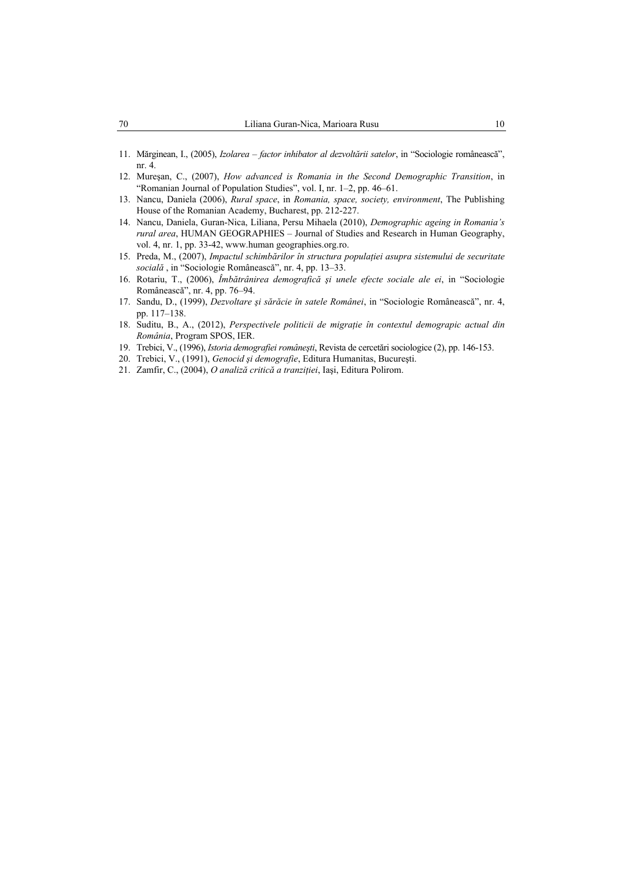11. Mărginean, I., (2005), *Izolarea – factor inhibator al dezvoltării satelor*, in "Sociologie românească", nr. 4.
12. Mureşan, C., (2007), *How advanced is Romania in the Second Demographic Transition*, in "Romanian Journal of Population Studies", vol. I, nr. 1–2, pp. 46–61.
13. Nancu, Daniela (2006), *Rural space*, in *Romania, space, society, environment*, The Publishing House of the Romanian Academy, Bucharest, pp. 212-227.
14. Nancu, Daniela, Guran-Nica, Liliana, Persu Mihaela (2010), *Demographic ageing in Romania's rural area*, HUMAN GEOGRAPHIES – Journal of Studies and Research in Human Geography, vol. 4, nr. 1, pp. 33-42, www.human geographies.org.ro.
15. Preda, M., (2007), *Impactul schimbărilor în structura populaţiei asupra sistemului de securitate socială* , in "Sociologie Românească", nr. 4, pp. 13–33.
16. Rotariu, T., (2006), *Îmbătrânirea demografică şi unele efecte sociale ale ei*, in "Sociologie Românească", nr. 4, pp. 76–94.
17. Sandu, D., (1999), *Dezvoltare şi sărăcie în satele Românei*, in "Sociologie Românească", nr. 4, pp. 117–138.
18. Suditu, B., A., (2012), *Perspectivele politicii de migraţie în contextul demograpic actual din România*, Program SPOS, IER.
19. Trebici, V., (1996), *Istoria demografiei româneşti*, Revista de cercetări sociologice (2), pp. 146-153.
20. Trebici, V., (1991), *Genocid şi demografie*, Editura Humanitas, Bucureşti.
21. Zamfir, C., (2004), *O analiză critică a tranziţiei*, Iaşi, Editura Polirom.